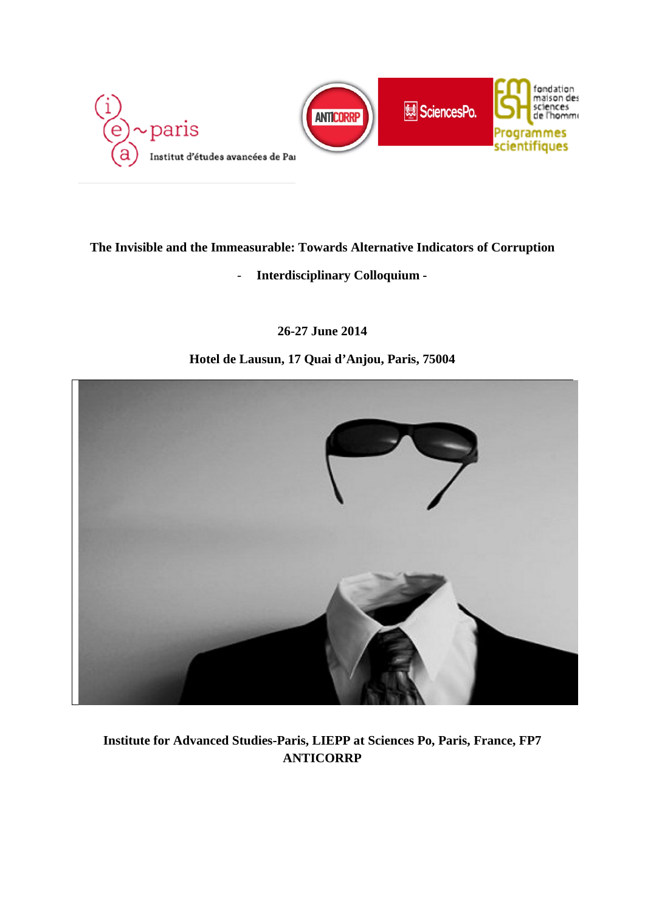**The Invisible and the Immeasurable: Towards Alternative Indicators of Corruption**

- **Interdisciplinary Colloquium -**

**26-27 June 2014**

**Hotel de Lausun, 17 Quai d'Anjou, Paris, 75004**

**Institute for Advanced Studies-Paris, LIEPP at Sciences Po, Paris, France, FP7 ANTICORRP**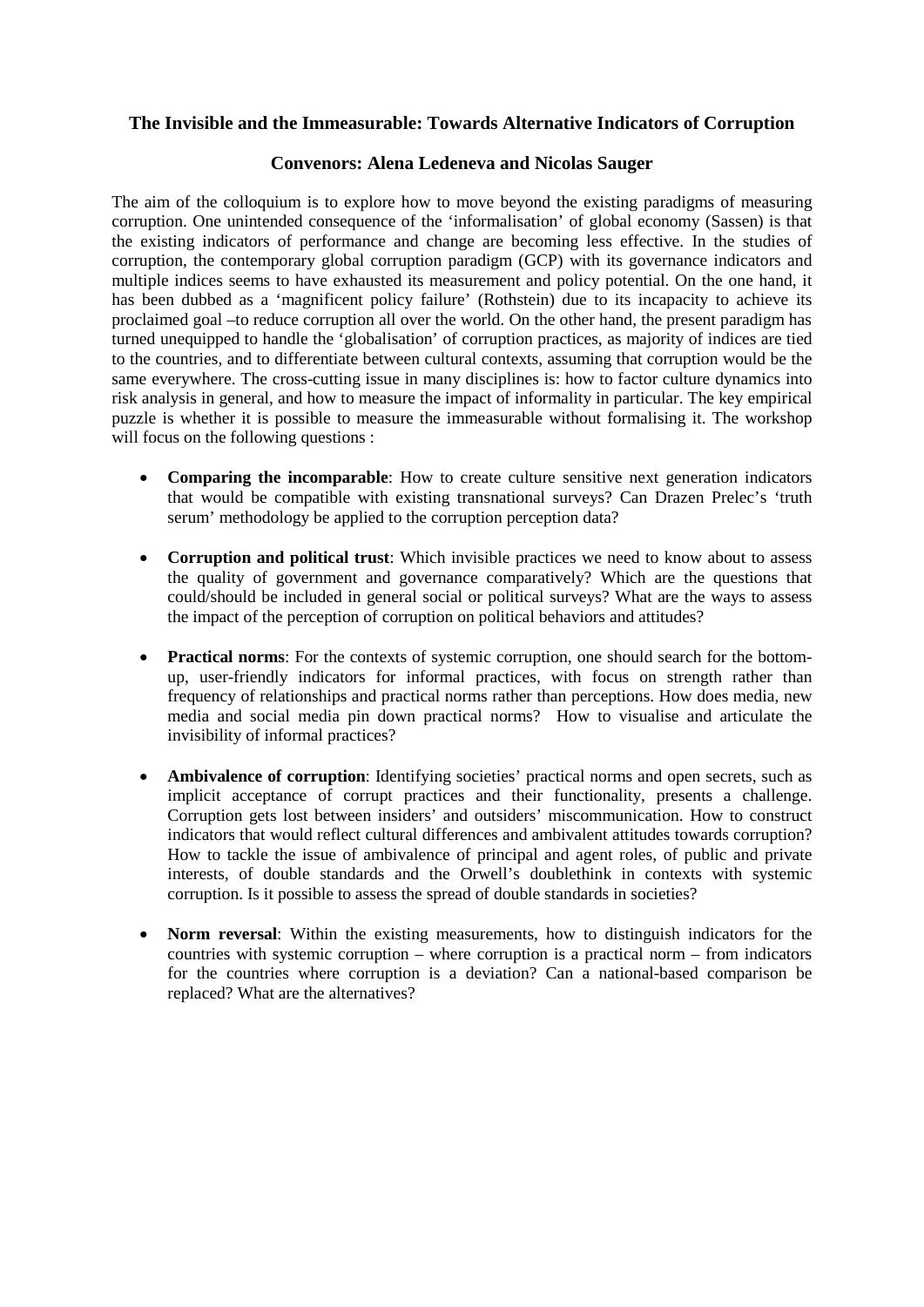**The Invisible and the Immeasurable: Towards Alternative Indicators of Corruption**

**Convenors: Alena Ledeneva and Nicolas Sauger**

The aim of the colloquium is to explore how to move beyond the existing paradigms of measuring corruption. One unintended consequence of the 'informalisation' of global economy (Sassen) is that the existing indicators of performance and change are becoming less effective. In the studies of corruption, the contemporary global corruption paradigm (GCP) with its governance indicators and multiple indices seems to have exhausted its measurement and policy potential. On the one hand, it has been dubbed as a 'magnificent policy failure' (Rothstein) due to its incapacity to achieve its proclaimed goal –to reduce corruption all over the world. On the other hand, the present paradigm has turned unequipped to handle the 'globalisation' of corruption practices, as majority of indices are tied to the countries, and to differentiate between cultural contexts, assuming that corruption would be the same everywhere. The cross-cutting issue in many disciplines is: how to factor culture dynamics into risk analysis in general, and how to measure the impact of informality in particular. The key empirical puzzle is whether it is possible to measure the immeasurable without formalising it. The workshop will focus on the following questions :

- **Comparing the incomparable**: How to create culture sensitive next generation indicators that would be compatible with existing transnational surveys? Can Drazen Prelec's 'truth serum' methodology be applied to the corruption perception data?

- **Corruption and political trust**: Which invisible practices we need to know about to assess the quality of government and governance comparatively? Which are the questions that could/should be included in general social or political surveys? What are the ways to assess the impact of the perception of corruption on political behaviors and attitudes?

- **Practical norms**: For the contexts of systemic corruption, one should search for the bottom-up, user-friendly indicators for informal practices, with focus on strength rather than frequency of relationships and practical norms rather than perceptions. How does media, new media and social media pin down practical norms? How to visualise and articulate the invisibility of informal practices?

- **Ambivalence of corruption**: Identifying societies' practical norms and open secrets, such as implicit acceptance of corrupt practices and their functionality, presents a challenge. Corruption gets lost between insiders' and outsiders' miscommunication. How to construct indicators that would reflect cultural differences and ambivalent attitudes towards corruption? How to tackle the issue of ambivalence of principal and agent roles, of public and private interests, of double standards and the Orwell's doublethink in contexts with systemic corruption. Is it possible to assess the spread of double standards in societies?

- **Norm reversal**: Within the existing measurements, how to distinguish indicators for the countries with systemic corruption – where corruption is a practical norm – from indicators for the countries where corruption is a deviation? Can a national-based comparison be replaced? What are the alternatives?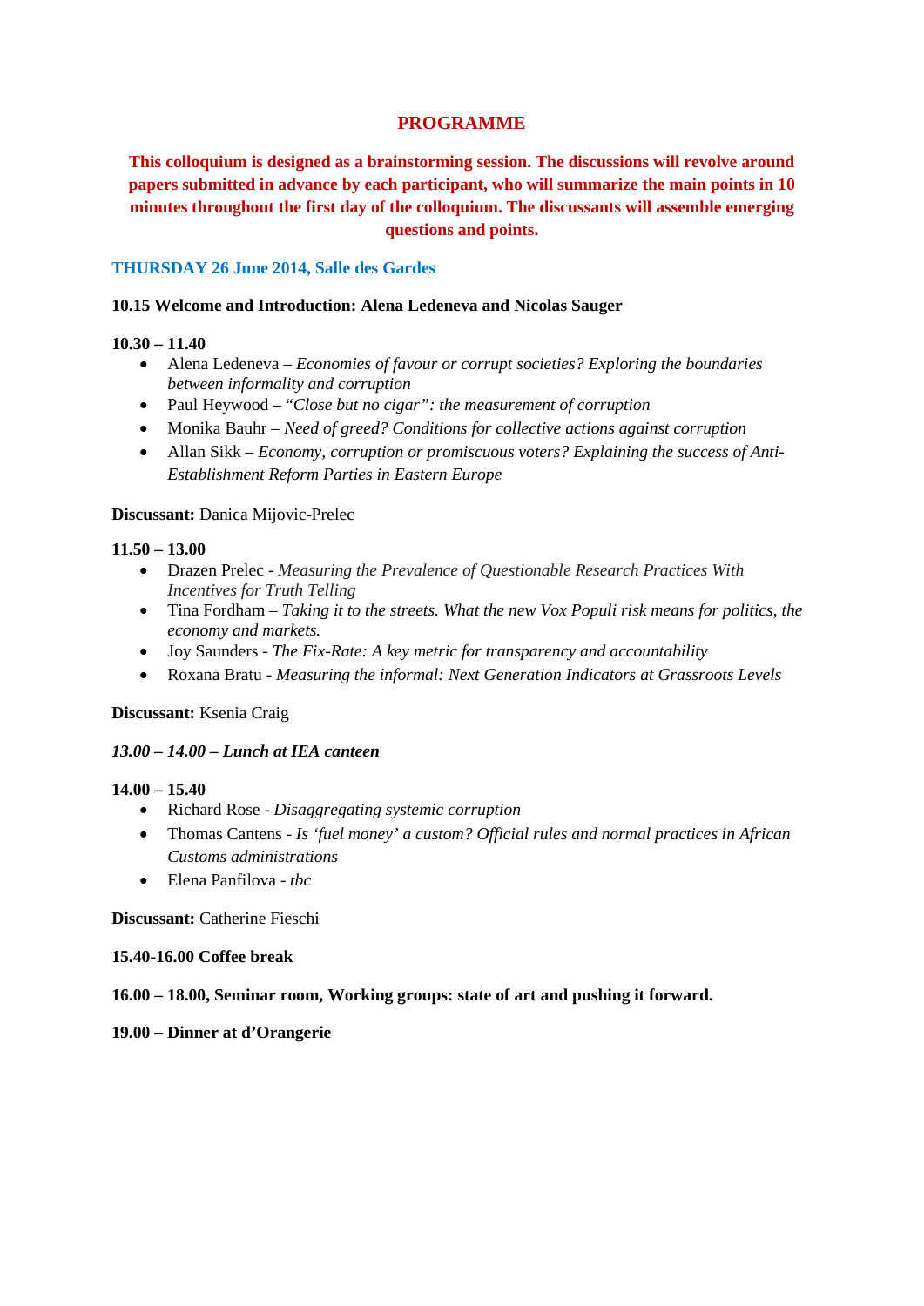# PROGRAMME

**This colloquium is designed as a brainstorming session. The discussions will revolve around papers submitted in advance by each participant, who will summarize the main points in 10 minutes throughout the first day of the colloquium. The discussants will assemble emerging questions and points.**

## THURSDAY 26 June 2014, Salle des Gardes

**10.15 Welcome and Introduction: Alena Ledeneva and Nicolas Sauger**

**10.30 – 11.40**

- Alena Ledeneva – *Economies of favour or corrupt societies? Exploring the boundaries between informality and corruption*
- Paul Heywood – *"Close but no cigar": the measurement of corruption*
- Monika Bauhr – *Need of greed? Conditions for collective actions against corruption*
- Allan Sikk – *Economy, corruption or promiscuous voters? Explaining the success of Anti-Establishment Reform Parties in Eastern Europe*

**Discussant:** Danica Mijovic-Prelec

**11.50 – 13.00**

- Drazen Prelec - *Measuring the Prevalence of Questionable Research Practices With Incentives for Truth Telling*
- Tina Fordham – *Taking it to the streets. What the new Vox Populi risk means for politics, the economy and markets.*
- Joy Saunders - *The Fix-Rate: A key metric for transparency and accountability*
- Roxana Bratu - *Measuring the informal: Next Generation Indicators at Grassroots Levels*

**Discussant:** Ksenia Craig

***13.00 – 14.00 – Lunch at IEA canteen***

**14.00 – 15.40**

- Richard Rose - *Disaggregating systemic corruption*
- Thomas Cantens - *Is 'fuel money' a custom? Official rules and normal practices in African Customs administrations*
- Elena Panfilova - *tbc*

**Discussant:** Catherine Fieschi

**15.40-16.00 Coffee break**

**16.00 – 18.00, Seminar room, Working groups: state of art and pushing it forward.**

**19.00 – Dinner at d'Orangerie**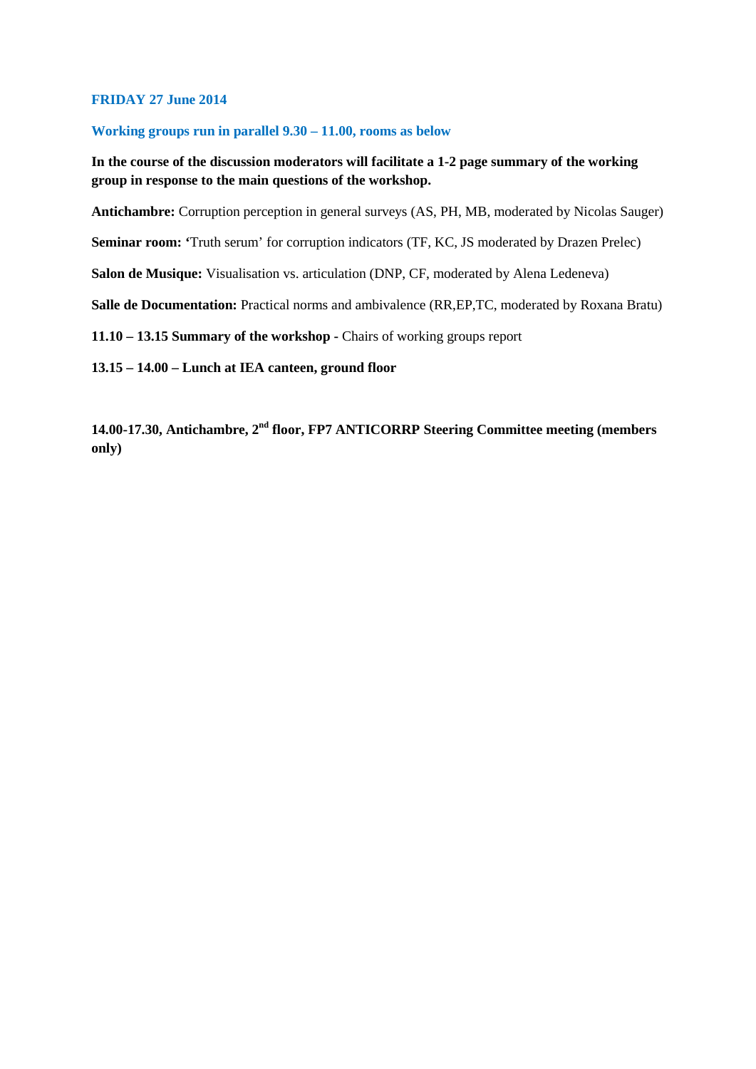**FRIDAY 27 June 2014**

**Working groups run in parallel 9.30 – 11.00, rooms as below**

**In the course of the discussion moderators will facilitate a 1-2 page summary of the working group in response to the main questions of the workshop.**

**Antichambre:** Corruption perception in general surveys (AS, PH, MB, moderated by Nicolas Sauger)

**Seminar room: '**Truth serum' for corruption indicators (TF, KC, JS moderated by Drazen Prelec)

**Salon de Musique:** Visualisation vs. articulation (DNP, CF, moderated by Alena Ledeneva)

**Salle de Documentation:** Practical norms and ambivalence (RR,EP,TC, moderated by Roxana Bratu)

**11.10 – 13.15 Summary of the workshop -** Chairs of working groups report

**13.15 – 14.00 – Lunch at IEA canteen, ground floor**

**14.00-17.30, Antichambre, 2nd floor, FP7 ANTICORRP Steering Committee meeting (members only)**